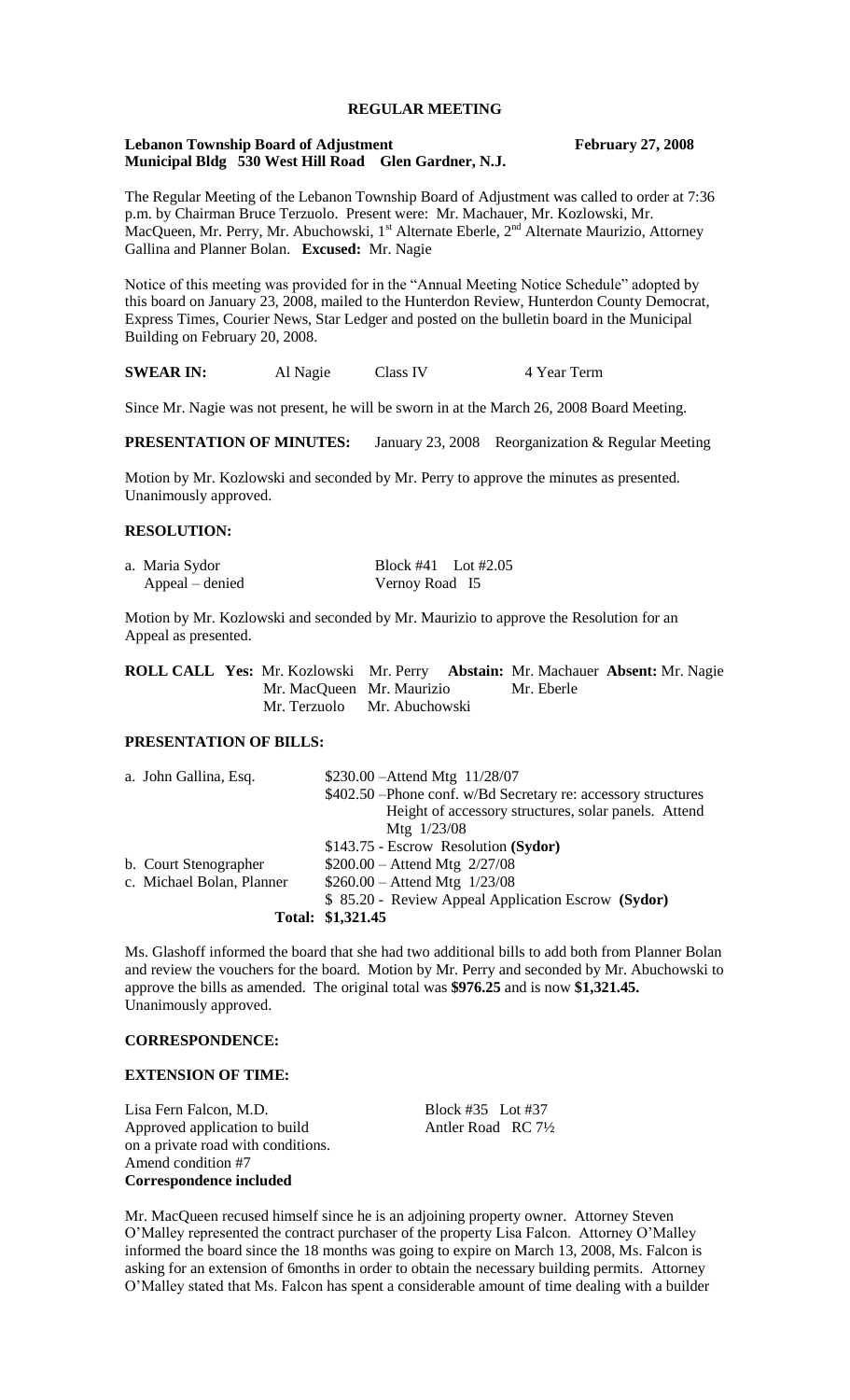# REGULAR MEETING

**Lebanon Township Board of Adjustment** **February 27, 2008**
**Municipal Bldg 530 West Hill Road Glen Gardner, N.J.**

The Regular Meeting of the Lebanon Township Board of Adjustment was called to order at 7:36 p.m. by Chairman Bruce Terzuolo. Present were: Mr. Machauer, Mr. Kozlowski, Mr. MacQueen, Mr. Perry, Mr. Abuchowski, 1st Alternate Eberle, 2nd Alternate Maurizio, Attorney Gallina and Planner Bolan. **Excused:** Mr. Nagie

Notice of this meeting was provided for in the "Annual Meeting Notice Schedule" adopted by this board on January 23, 2008, mailed to the Hunterdon Review, Hunterdon County Democrat, Express Times, Courier News, Star Ledger and posted on the bulletin board in the Municipal Building on February 20, 2008.

**SWEAR IN:** Al Nagie Class IV 4 Year Term

Since Mr. Nagie was not present, he will be sworn in at the March 26, 2008 Board Meeting.

**PRESENTATION OF MINUTES:** January 23, 2008 Reorganization & Regular Meeting

Motion by Mr. Kozlowski and seconded by Mr. Perry to approve the minutes as presented. Unanimously approved.

**RESOLUTION:**

| | |
|---|---|
| a. Maria Sydor | Block #41 Lot #2.05 |
| Appeal – denied | Vernoy Road I5 |

Motion by Mr. Kozlowski and seconded by Mr. Maurizio to approve the Resolution for an Appeal as presented.

| **ROLL CALL Yes:** | | **Abstain:** | **Absent:** |
|---|---|---|---|
| Mr. Kozlowski | Mr. Perry | Mr. Machauer | Mr. Nagie |
| Mr. MacQueen | Mr. Maurizio | Mr. Eberle | |
| Mr. Terzuolo | Mr. Abuchowski | | |

**PRESENTATION OF BILLS:**

| | |
|---|---|
| a. John Gallina, Esq. | $230.00 –Attend Mtg 11/28/07 |
| | $402.50 –Phone conf. w/Bd Secretary re: accessory structures Height of accessory structures, solar panels. Attend Mtg 1/23/08 |
| | $143.75 - Escrow Resolution **(Sydor)** |
| b. Court Stenographer | $200.00 – Attend Mtg 2/27/08 |
| c. Michael Bolan, Planner | $260.00 – Attend Mtg 1/23/08 |
| | $ 85.20 - Review Appeal Application Escrow **(Sydor)** |
| **Total:** | **$1,321.45** |

Ms. Glashoff informed the board that she had two additional bills to add both from Planner Bolan and review the vouchers for the board. Motion by Mr. Perry and seconded by Mr. Abuchowski to approve the bills as amended. The original total was **$976.25** and is now **$1,321.45.** Unanimously approved.

**CORRESPONDENCE:**

**EXTENSION OF TIME:**

| | |
|---|---|
| Lisa Fern Falcon, M.D. | Block #35 Lot #37 |
| Approved application to build on a private road with conditions. | Antler Road RC 7½ |
| Amend condition #7 | |
| **Correspondence included** | |

Mr. MacQueen recused himself since he is an adjoining property owner. Attorney Steven O'Malley represented the contract purchaser of the property Lisa Falcon. Attorney O'Malley informed the board since the 18 months was going to expire on March 13, 2008, Ms. Falcon is asking for an extension of 6months in order to obtain the necessary building permits. Attorney O'Malley stated that Ms. Falcon has spent a considerable amount of time dealing with a builder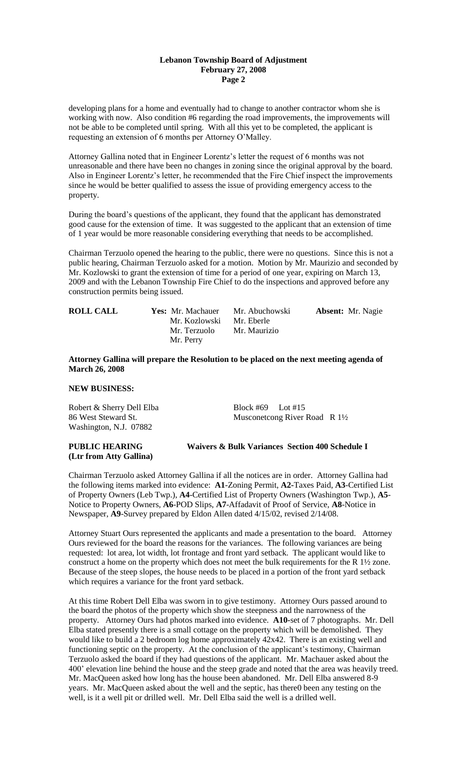developing plans for a home and eventually had to change to another contractor whom she is working with now. Also condition #6 regarding the road improvements, the improvements will not be able to be completed until spring. With all this yet to be completed, the applicant is requesting an extension of 6 months per Attorney O'Malley.

Attorney Gallina noted that in Engineer Lorentz's letter the request of 6 months was not unreasonable and there have been no changes in zoning since the original approval by the board. Also in Engineer Lorentz's letter, he recommended that the Fire Chief inspect the improvements since he would be better qualified to assess the issue of providing emergency access to the property.

During the board's questions of the applicant, they found that the applicant has demonstrated good cause for the extension of time. It was suggested to the applicant that an extension of time of 1 year would be more reasonable considering everything that needs to be accomplished.

Chairman Terzuolo opened the hearing to the public, there were no questions. Since this is not a public hearing, Chairman Terzuolo asked for a motion. Motion by Mr. Maurizio and seconded by Mr. Kozlowski to grant the extension of time for a period of one year, expiring on March 13, 2009 and with the Lebanon Township Fire Chief to do the inspections and approved before any construction permits being issued.

| **ROLL CALL** | **Yes:** Mr. Machauer | Mr. Abuchowski | **Absent:** Mr. Nagie |
|---|---|---|---|
| | Mr. Kozlowski | Mr. Eberle | |
| | Mr. Terzuolo | Mr. Maurizio | |
| | Mr. Perry | | |

**Attorney Gallina will prepare the Resolution to be placed on the next meeting agenda of March 26, 2008**

**NEW BUSINESS:**

Robert & Sherry Dell Elba — Block #69 Lot #15
86 West Steward St. — Musconetcong River Road R 1½
Washington, N.J. 07882

**PUBLIC HEARING** — **Waivers & Bulk Variances Section 400 Schedule I**
**(Ltr from Atty Gallina)**

Chairman Terzuolo asked Attorney Gallina if all the notices are in order. Attorney Gallina had the following items marked into evidence: **A1**-Zoning Permit, **A2**-Taxes Paid, **A3**-Certified List of Property Owners (Leb Twp.), **A4**-Certified List of Property Owners (Washington Twp.), **A5**-Notice to Property Owners, **A6**-POD Slips, **A7**-Affadavit of Proof of Service, **A8**-Notice in Newspaper, **A9**-Survey prepared by Eldon Allen dated 4/15/02, revised 2/14/08.

Attorney Stuart Ours represented the applicants and made a presentation to the board. Attorney Ours reviewed for the board the reasons for the variances. The following variances are being requested: lot area, lot width, lot frontage and front yard setback. The applicant would like to construct a home on the property which does not meet the bulk requirements for the R 1½ zone. Because of the steep slopes, the house needs to be placed in a portion of the front yard setback which requires a variance for the front yard setback.

At this time Robert Dell Elba was sworn in to give testimony. Attorney Ours passed around to the board the photos of the property which show the steepness and the narrowness of the property. Attorney Ours had photos marked into evidence. **A10**-set of 7 photographs. Mr. Dell Elba stated presently there is a small cottage on the property which will be demolished. They would like to build a 2 bedroom log home approximately 42x42. There is an existing well and functioning septic on the property. At the conclusion of the applicant's testimony, Chairman Terzuolo asked the board if they had questions of the applicant. Mr. Machauer asked about the 400' elevation line behind the house and the steep grade and noted that the area was heavily treed. Mr. MacQueen asked how long has the house been abandoned. Mr. Dell Elba answered 8-9 years. Mr. MacQueen asked about the well and the septic, has there0 been any testing on the well, is it a well pit or drilled well. Mr. Dell Elba said the well is a drilled well.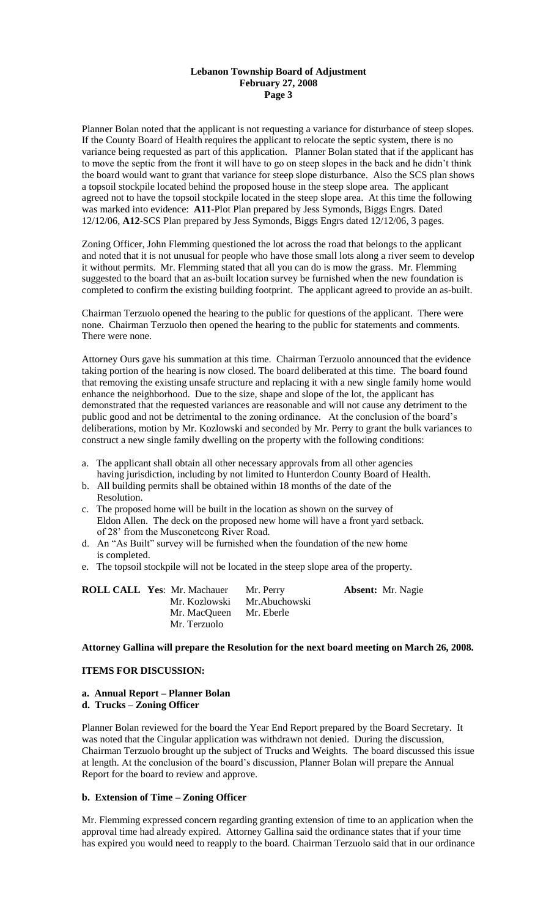Planner Bolan noted that the applicant is not requesting a variance for disturbance of steep slopes. If the County Board of Health requires the applicant to relocate the septic system, there is no variance being requested as part of this application. Planner Bolan stated that if the applicant has to move the septic from the front it will have to go on steep slopes in the back and he didn't think the board would want to grant that variance for steep slope disturbance. Also the SCS plan shows a topsoil stockpile located behind the proposed house in the steep slope area. The applicant agreed not to have the topsoil stockpile located in the steep slope area. At this time the following was marked into evidence: **A11**-Plot Plan prepared by Jess Symonds, Biggs Engrs. Dated 12/12/06, **A12**-SCS Plan prepared by Jess Symonds, Biggs Engrs dated 12/12/06, 3 pages.

Zoning Officer, John Flemming questioned the lot across the road that belongs to the applicant and noted that it is not unusual for people who have those small lots along a river seem to develop it without permits. Mr. Flemming stated that all you can do is mow the grass. Mr. Flemming suggested to the board that an as-built location survey be furnished when the new foundation is completed to confirm the existing building footprint. The applicant agreed to provide an as-built.

Chairman Terzuolo opened the hearing to the public for questions of the applicant. There were none. Chairman Terzuolo then opened the hearing to the public for statements and comments. There were none.

Attorney Ours gave his summation at this time. Chairman Terzuolo announced that the evidence taking portion of the hearing is now closed. The board deliberated at this time. The board found that removing the existing unsafe structure and replacing it with a new single family home would enhance the neighborhood. Due to the size, shape and slope of the lot, the applicant has demonstrated that the requested variances are reasonable and will not cause any detriment to the public good and not be detrimental to the zoning ordinance. At the conclusion of the board's deliberations, motion by Mr. Kozlowski and seconded by Mr. Perry to grant the bulk variances to construct a new single family dwelling on the property with the following conditions:

a. The applicant shall obtain all other necessary approvals from all other agencies having jurisdiction, including by not limited to Hunterdon County Board of Health.
b. All building permits shall be obtained within 18 months of the date of the Resolution.
c. The proposed home will be built in the location as shown on the survey of Eldon Allen. The deck on the proposed new home will have a front yard setback. of 28' from the Musconetcong River Road.
d. An "As Built" survey will be furnished when the foundation of the new home is completed.
e. The topsoil stockpile will not be located in the steep slope area of the property.

**ROLL CALL Yes**: Mr. Machauer, Mr. Perry, Mr. Kozlowski, Mr.Abuchowski, Mr. MacQueen, Mr. Eberle, Mr. Terzuolo **Absent:** Mr. Nagie

**Attorney Gallina will prepare the Resolution for the next board meeting on March 26, 2008.**

**ITEMS FOR DISCUSSION:**

**a. Annual Report – Planner Bolan**
**d. Trucks – Zoning Officer**

Planner Bolan reviewed for the board the Year End Report prepared by the Board Secretary. It was noted that the Cingular application was withdrawn not denied. During the discussion, Chairman Terzuolo brought up the subject of Trucks and Weights. The board discussed this issue at length. At the conclusion of the board's discussion, Planner Bolan will prepare the Annual Report for the board to review and approve.

**b. Extension of Time – Zoning Officer**

Mr. Flemming expressed concern regarding granting extension of time to an application when the approval time had already expired. Attorney Gallina said the ordinance states that if your time has expired you would need to reapply to the board. Chairman Terzuolo said that in our ordinance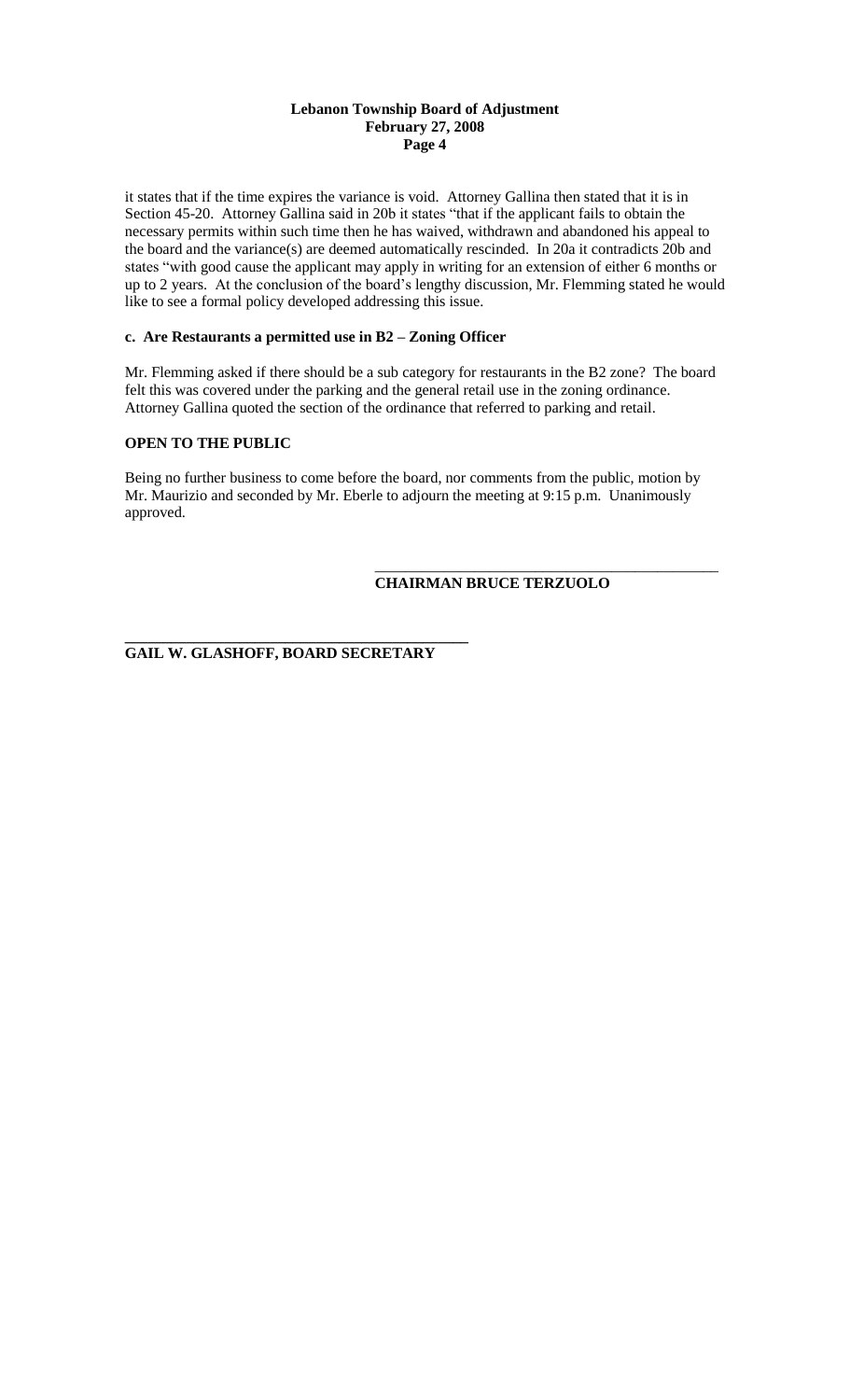it states that if the time expires the variance is void. Attorney Gallina then stated that it is in Section 45-20. Attorney Gallina said in 20b it states "that if the applicant fails to obtain the necessary permits within such time then he has waived, withdrawn and abandoned his appeal to the board and the variance(s) are deemed automatically rescinded. In 20a it contradicts 20b and states "with good cause the applicant may apply in writing for an extension of either 6 months or up to 2 years. At the conclusion of the board's lengthy discussion, Mr. Flemming stated he would like to see a formal policy developed addressing this issue.

**c. Are Restaurants a permitted use in B2 – Zoning Officer**

Mr. Flemming asked if there should be a sub category for restaurants in the B2 zone? The board felt this was covered under the parking and the general retail use in the zoning ordinance. Attorney Gallina quoted the section of the ordinance that referred to parking and retail.

**OPEN TO THE PUBLIC**

Being no further business to come before the board, nor comments from the public, motion by Mr. Maurizio and seconded by Mr. Eberle to adjourn the meeting at 9:15 p.m. Unanimously approved.

\_\_\_\_\_\_\_\_\_\_\_\_\_\_\_\_\_\_\_\_\_\_\_\_\_\_\_\_\_\_\_\_\_\_\_\_\_\_\_\_\_\_\_\_

**CHAIRMAN BRUCE TERZUOLO**

\_\_\_\_\_\_\_\_\_\_\_\_\_\_\_\_\_\_\_\_\_\_\_\_\_\_\_\_\_\_\_\_\_\_\_\_\_\_\_\_\_\_\_\_

**GAIL W. GLASHOFF, BOARD SECRETARY**